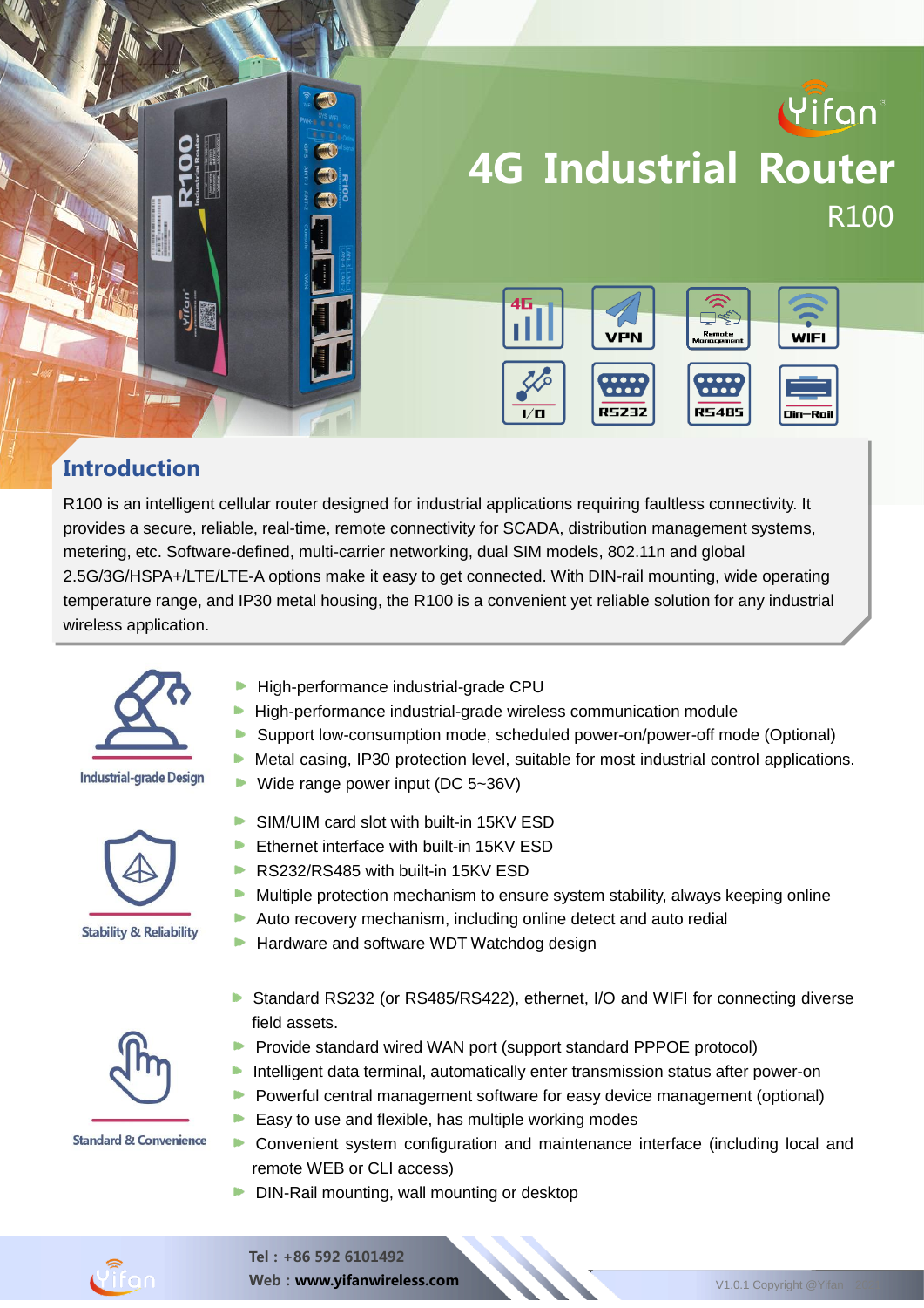# 4G Industrial Router

## R100

4G VPN Remote Management WIFI I/O RS232 RS485 Din-Rail

## Introduction

R100 is an intelligent cellular router designed for industrial applications requiring faultless connectivity. It provides a secure, reliable, real-time, remote connectivity for SCADA, distribution management systems, metering, etc. Software-defined, multi-carrier networking, dual SIM models, 802.11n and global 2.5G/3G/HSPA+/LTE/LTE-A options make it easy to get connected. With DIN-rail mounting, wide operating temperature range, and IP30 metal housing, the R100 is a convenient yet reliable solution for any industrial wireless application.

### Industrial-grade Design

- High-performance industrial-grade CPU
- High-performance industrial-grade wireless communication module
- Support low-consumption mode, scheduled power-on/power-off mode (Optional)
- Metal casing, IP30 protection level, suitable for most industrial control applications.
- Wide range power input (DC 5~36V)

### Stability & Reliability

- SIM/UIM card slot with built-in 15KV ESD
- Ethernet interface with built-in 15KV ESD
- RS232/RS485 with built-in 15KV ESD
- Multiple protection mechanism to ensure system stability, always keeping online
- Auto recovery mechanism, including online detect and auto redial
- Hardware and software WDT Watchdog design

### Standard & Convenience

- Standard RS232 (or RS485/RS422), ethernet, I/O and WIFI for connecting diverse field assets.
- Provide standard wired WAN port (support standard PPPOE protocol)
- Intelligent data terminal, automatically enter transmission status after power-on
- Powerful central management software for easy device management (optional)
- Easy to use and flexible, has multiple working modes
- Convenient system configuration and maintenance interface (including local and remote WEB or CLI access)
- DIN-Rail mounting, wall mounting or desktop

Tel：+86 592 6101492
Web：www.yifanwireless.com

V1.0.1 Copyright @Yifan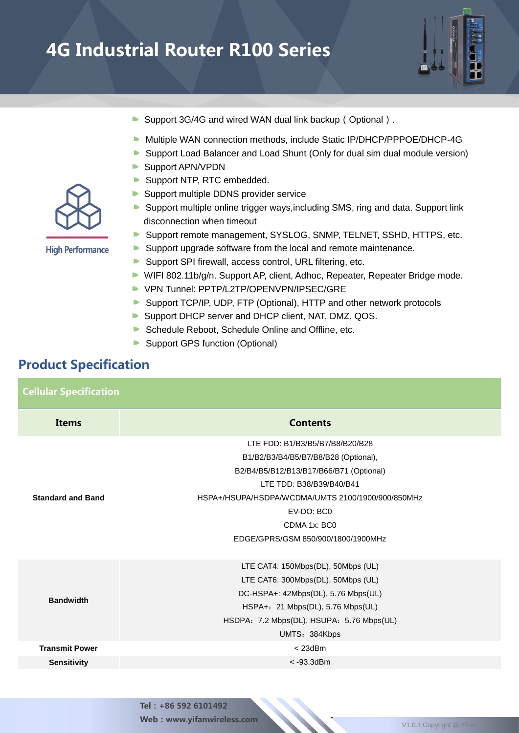# 4G Industrial Router R100 Series

High Performance

- Support 3G/4G and wired WAN dual link backup ( Optional ) .
- Multiple WAN connection methods, include Static IP/DHCP/PPPOE/DHCP-4G
- Support Load Balancer and Load Shunt (Only for dual sim dual module version)
- Support APN/VPDN
- Support NTP, RTC embedded.
- Support multiple DDNS provider service
- Support multiple online trigger ways,including SMS, ring and data. Support link disconnection when timeout
- Support remote management, SYSLOG, SNMP, TELNET, SSHD, HTTPS, etc.
- Support upgrade software from the local and remote maintenance.
- Support SPI firewall, access control, URL filtering, etc.
- WIFI 802.11b/g/n. Support AP, client, Adhoc, Repeater, Repeater Bridge mode.
- VPN Tunnel: PPTP/L2TP/OPENVPN/IPSEC/GRE
- Support TCP/IP, UDP, FTP (Optional), HTTP and other network protocols
- Support DHCP server and DHCP client, NAT, DMZ, QOS.
- Schedule Reboot, Schedule Online and Offline, etc.
- Support GPS function (Optional)

## Product Specification

### Cellular Specification

| Items | Contents |
|---|---|
| **Standard and Band** | LTE FDD: B1/B3/B5/B7/B8/B20/B28<br>B1/B2/B3/B4/B5/B7/B8/B28 (Optional),<br>B2/B4/B5/B12/B13/B17/B66/B71 (Optional)<br>LTE TDD: B38/B39/B40/B41<br>HSPA+/HSUPA/HSDPA/WCDMA/UMTS 2100/1900/900/850MHz<br>EV-DO: BC0<br>CDMA 1x: BC0<br>EDGE/GPRS/GSM 850/900/1800/1900MHz |
| **Bandwidth** | LTE CAT4: 150Mbps(DL), 50Mbps (UL)<br>LTE CAT6: 300Mbps(DL), 50Mbps (UL)<br>DC-HSPA+: 42Mbps(DL), 5.76 Mbps(UL)<br>HSPA+：21 Mbps(DL), 5.76 Mbps(UL)<br>HSDPA：7.2 Mbps(DL), HSUPA：5.76 Mbps(UL)<br>UMTS：384Kbps |
| **Transmit Power** | < 23dBm |
| **Sensitivity** | < -93.3dBm |

**Tel：+86 592 6101492**
**Web：www.yifanwireless.com**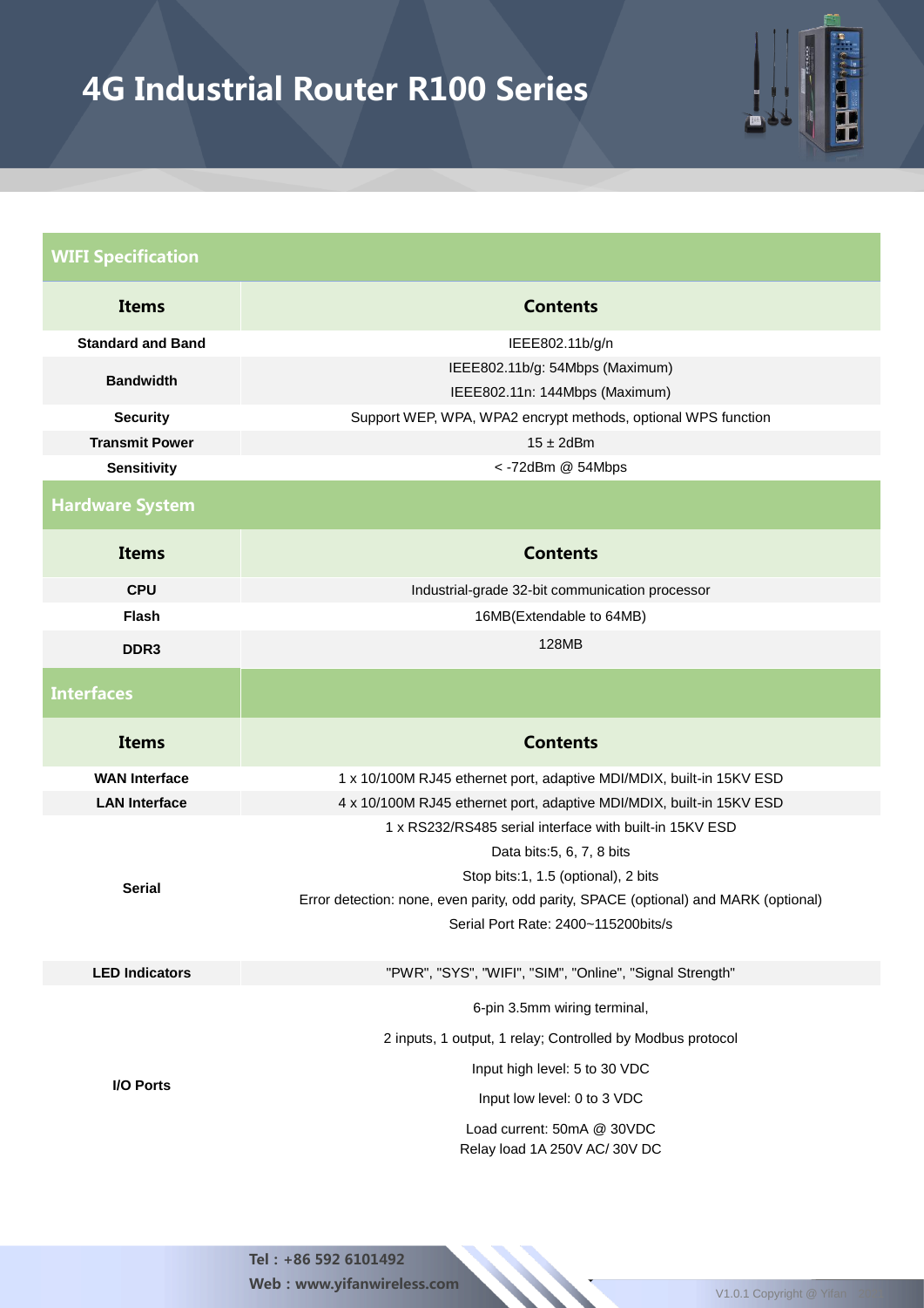# 4G Industrial Router R100 Series

## WIFI Specification

| Items | Contents |
|---|---|
| **Standard and Band** | IEEE802.11b/g/n |
| **Bandwidth** | IEEE802.11b/g: 54Mbps (Maximum)<br>IEEE802.11n: 144Mbps (Maximum) |
| **Security** | Support WEP, WPA, WPA2 encrypt methods, optional WPS function |
| **Transmit Power** | 15 ± 2dBm |
| **Sensitivity** | < -72dBm @ 54Mbps |

## Hardware System

| Items | Contents |
|---|---|
| **CPU** | Industrial-grade 32-bit communication processor |
| **Flash** | 16MB(Extendable to 64MB) |
| **DDR3** | 128MB |

## Interfaces

| Items | Contents |
|---|---|
| **WAN Interface** | 1 x 10/100M RJ45 ethernet port, adaptive MDI/MDIX, built-in 15KV ESD |
| **LAN Interface** | 4 x 10/100M RJ45 ethernet port, adaptive MDI/MDIX, built-in 15KV ESD |
| **Serial** | 1 x RS232/RS485 serial interface with built-in 15KV ESD<br>Data bits:5, 6, 7, 8 bits<br>Stop bits:1, 1.5 (optional), 2 bits<br>Error detection: none, even parity, odd parity, SPACE (optional) and MARK (optional)<br>Serial Port Rate: 2400~115200bits/s |
| **LED Indicators** | "PWR", "SYS", "WIFI", "SIM", "Online", "Signal Strength" |
| **I/O Ports** | 6-pin 3.5mm wiring terminal,<br>2 inputs, 1 output, 1 relay; Controlled by Modbus protocol<br>Input high level: 5 to 30 VDC<br>Input low level: 0 to 3 VDC<br>Load current: 50mA @ 30VDC<br>Relay load 1A 250V AC/ 30V DC |

**Tel：** +86 592 6101492
**Web：** www.yifanwireless.com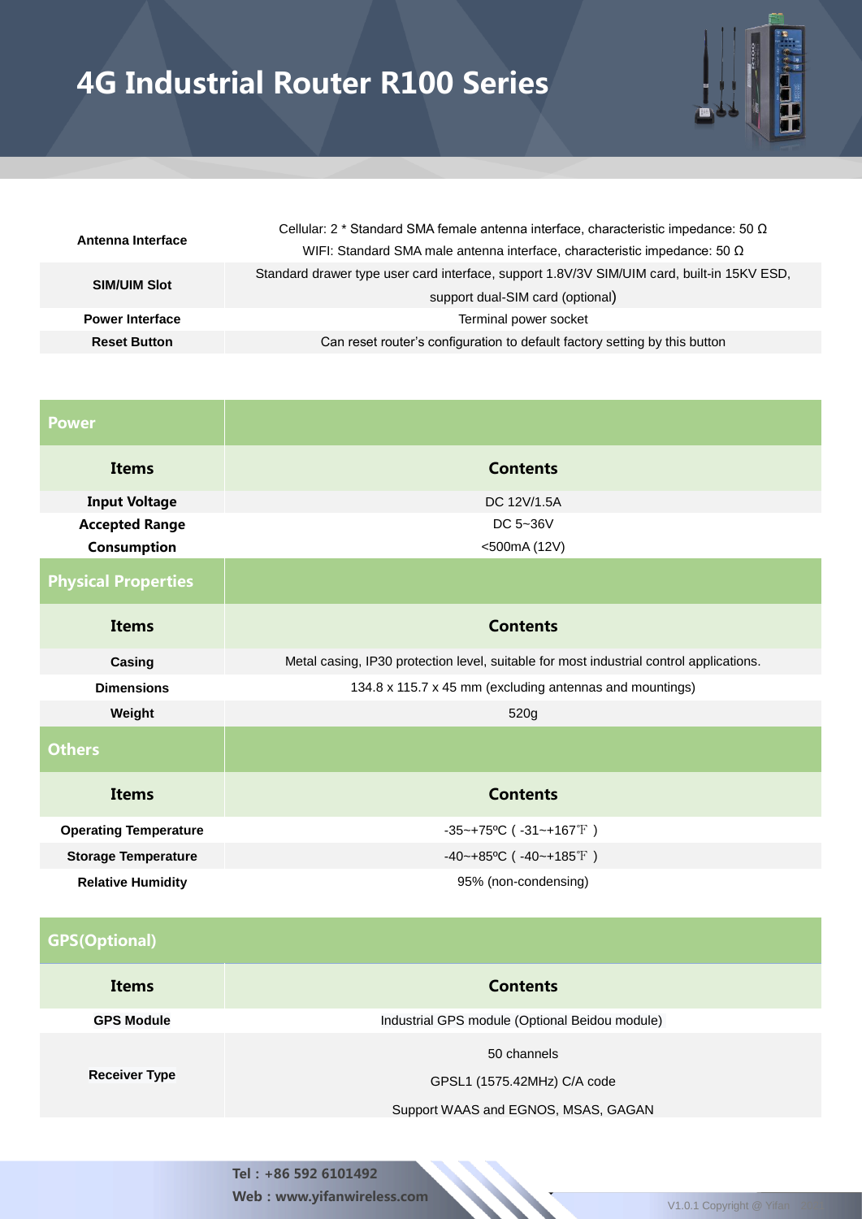# 4G Industrial Router R100 Series

| | |
|---|---|
| **Antenna Interface** | Cellular: 2 * Standard SMA female antenna interface, characteristic impedance: 50 Ω<br>WIFI: Standard SMA male antenna interface, characteristic impedance: 50 Ω |
| **SIM/UIM Slot** | Standard drawer type user card interface, support 1.8V/3V SIM/UIM card, built-in 15KV ESD, support dual-SIM card (optional) |
| **Power Interface** | Terminal power socket |
| **Reset Button** | Can reset router's configuration to default factory setting by this button |

## Power

| Items | Contents |
|---|---|
| **Input Voltage** | DC 12V/1.5A |
| **Accepted Range** | DC 5~36V |
| **Consumption** | <500mA (12V) |

## Physical Properties

| Items | Contents |
|---|---|
| **Casing** | Metal casing, IP30 protection level, suitable for most industrial control applications. |
| **Dimensions** | 134.8 x 115.7 x 45 mm (excluding antennas and mountings) |
| **Weight** | 520g |

## Others

| Items | Contents |
|---|---|
| **Operating Temperature** | -35~+75ºC（-31~+167℉） |
| **Storage Temperature** | -40~+85ºC（-40~+185℉） |
| **Relative Humidity** | 95% (non-condensing) |

## GPS(Optional)

| Items | Contents |
|---|---|
| **GPS Module** | Industrial GPS module (Optional Beidou module) |
| **Receiver Type** | 50 channels<br>GPSL1 (1575.42MHz) C/A code<br>Support WAAS and EGNOS, MSAS, GAGAN |

**Tel：+86 592 6101492**
**Web：www.yifanwireless.com**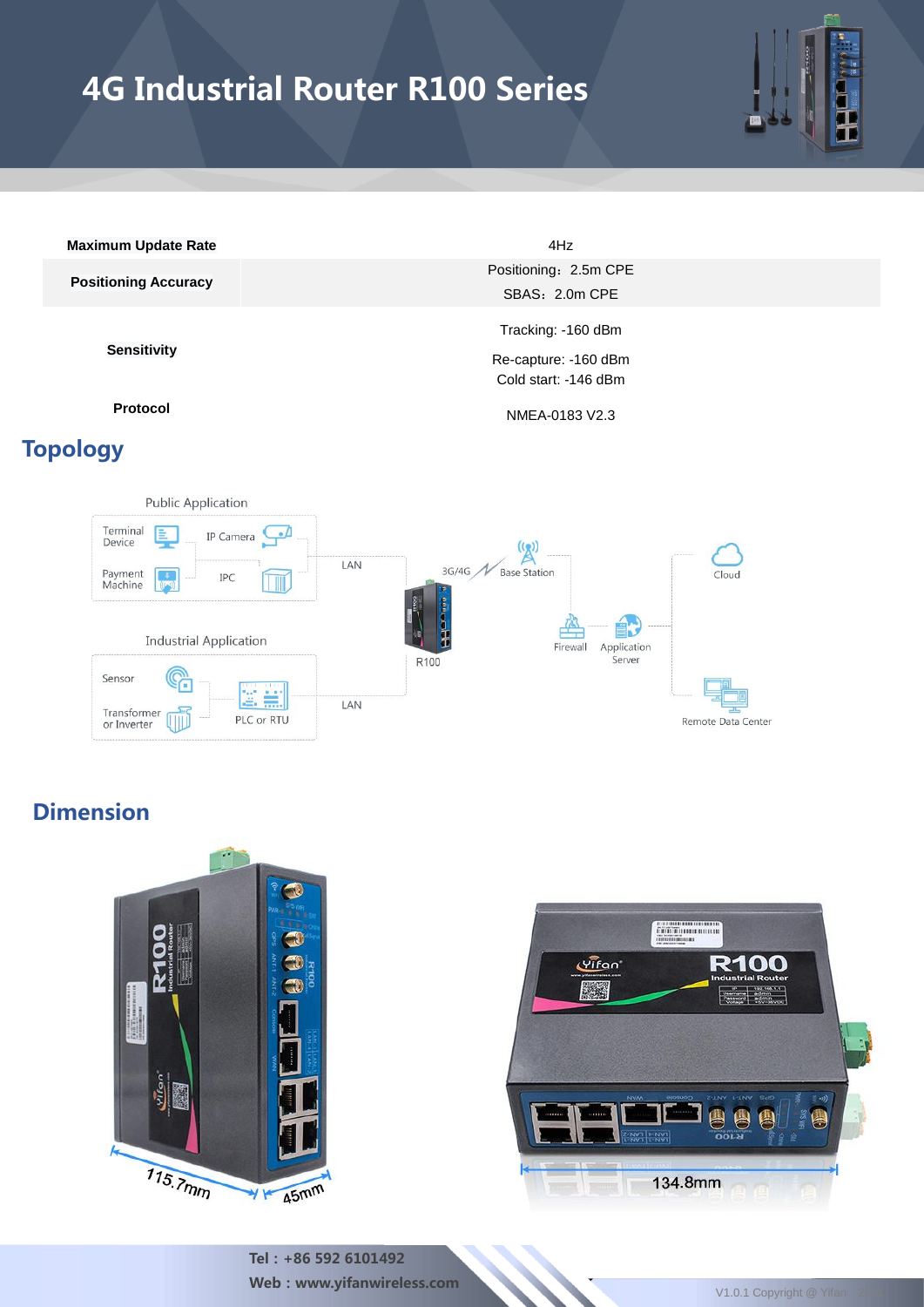# 4G Industrial Router R100 Series

| | |
|---|---|
| **Maximum Update Rate** | 4Hz |
| **Positioning Accuracy** | Positioning：2.5m CPE<br>SBAS：2.0m CPE |
| **Sensitivity** | Tracking: -160 dBm<br>Re-capture: -160 dBm<br>Cold start: -146 dBm |
| **Protocol** | NMEA-0183 V2.3 |

## Topology

Public Application

Terminal Device

IP Camera

Payment Machine

IPC

LAN

3G/4G

Base Station

Cloud

R100

Firewall

Application Server

Industrial Application

Sensor

Transformer or Inverter

PLC or RTU

LAN

Remote Data Center

## Dimension

115.7mm

45mm

134.8mm

Tel：+86 592 6101492

Web：www.yifanwireless.com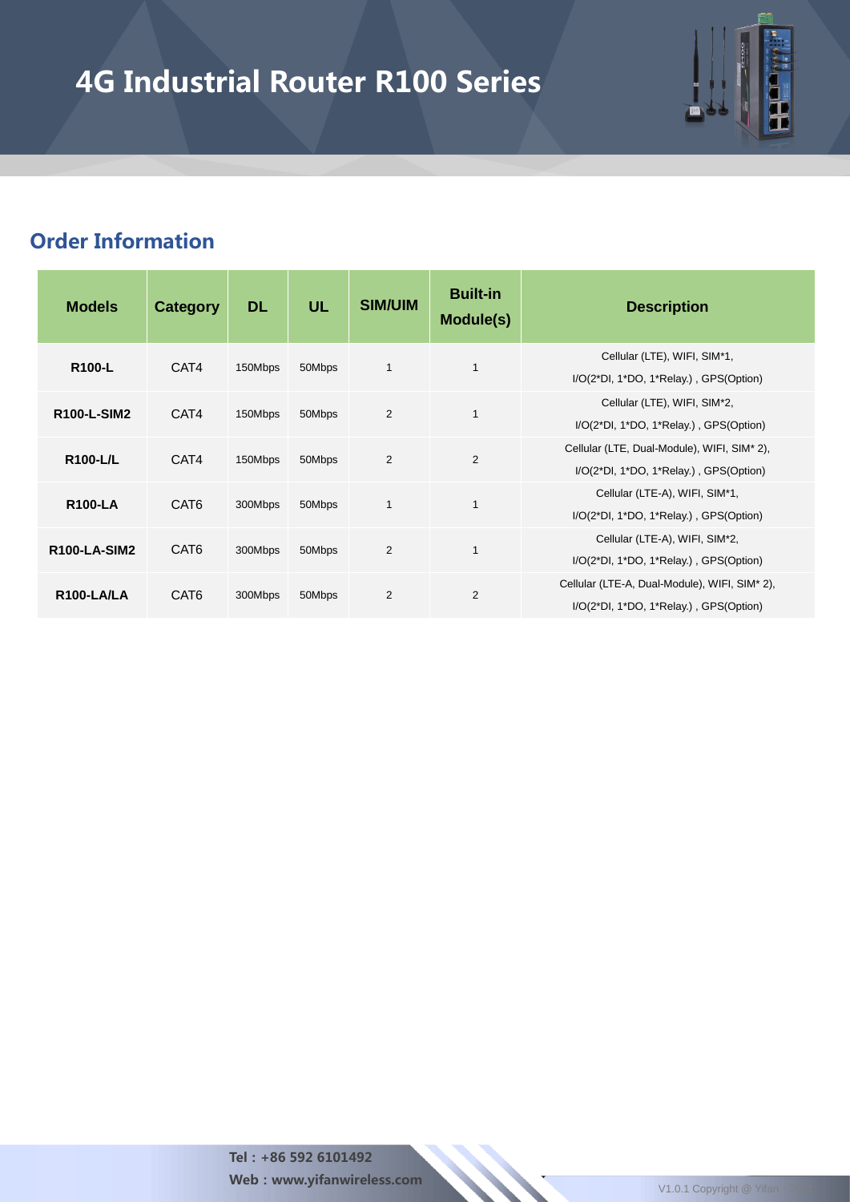# 4G Industrial Router R100 Series

## Order Information

| Models | Category | DL | UL | SIM/UIM | Built-in Module(s) | Description |
|---|---|---|---|---|---|---|
| **R100-L** | CAT4 | 150Mbps | 50Mbps | 1 | 1 | Cellular (LTE), WIFI, SIM*1, I/O(2*DI, 1*DO, 1*Relay.) , GPS(Option) |
| **R100-L-SIM2** | CAT4 | 150Mbps | 50Mbps | 2 | 1 | Cellular (LTE), WIFI, SIM*2, I/O(2*DI, 1*DO, 1*Relay.) , GPS(Option) |
| **R100-L/L** | CAT4 | 150Mbps | 50Mbps | 2 | 2 | Cellular (LTE, Dual-Module), WIFI, SIM* 2), I/O(2*DI, 1*DO, 1*Relay.) , GPS(Option) |
| **R100-LA** | CAT6 | 300Mbps | 50Mbps | 1 | 1 | Cellular (LTE-A), WIFI, SIM*1, I/O(2*DI, 1*DO, 1*Relay.) , GPS(Option) |
| **R100-LA-SIM2** | CAT6 | 300Mbps | 50Mbps | 2 | 1 | Cellular (LTE-A), WIFI, SIM*2, I/O(2*DI, 1*DO, 1*Relay.) , GPS(Option) |
| **R100-LA/LA** | CAT6 | 300Mbps | 50Mbps | 2 | 2 | Cellular (LTE-A, Dual-Module), WIFI, SIM* 2), I/O(2*DI, 1*DO, 1*Relay.) , GPS(Option) |

**Tel : +86 592 6101492**

**Web : www.yifanwireless.com**